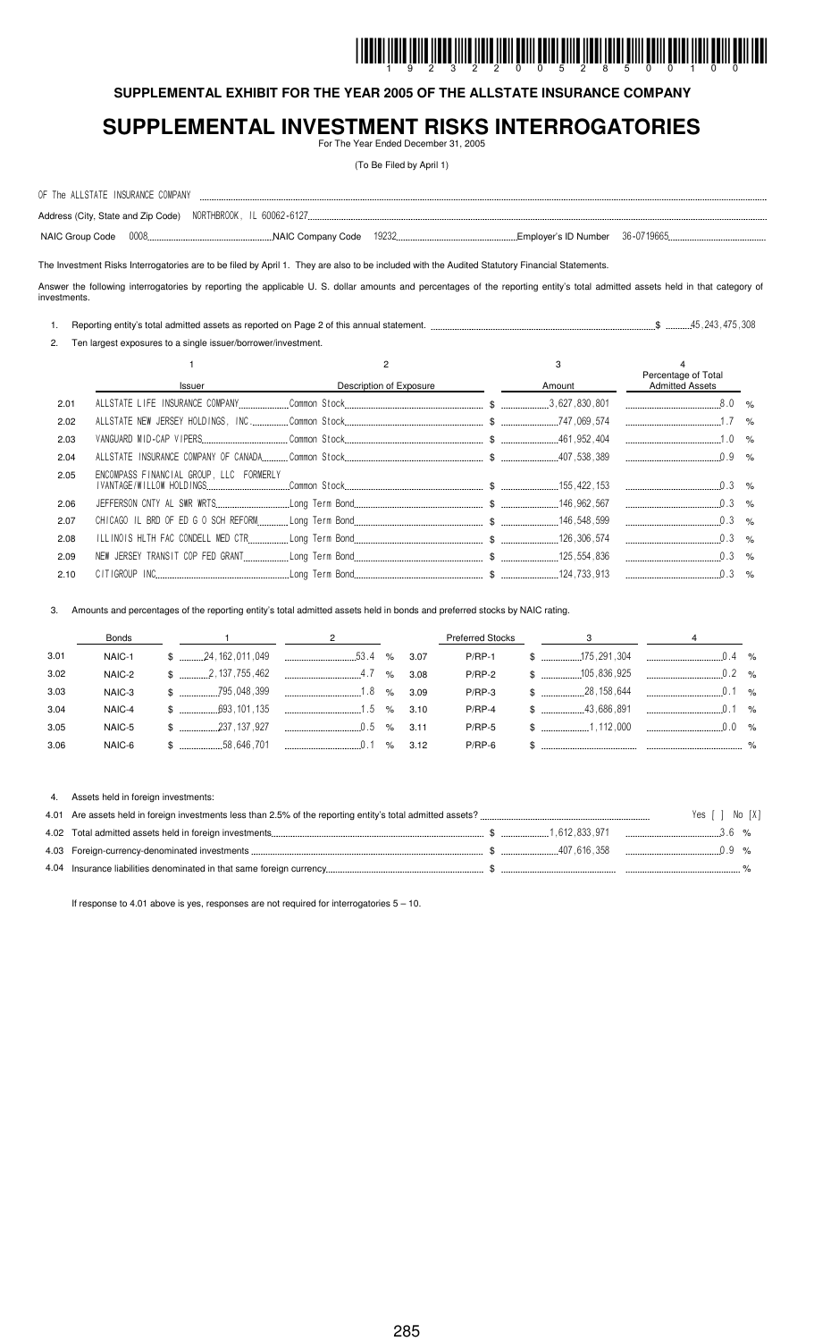**SUPPLEMENTAL EXHIBIT FOR THE YEAR 2005 OF THE ALLSTATE INSURANCE COMPANY**

# SUPPLEMENTAL INVESTMENT RISKS INTERROGATORIES

For The Year Ended December 31, 2005

(To Be Filed by April 1)

OF The ALLSTATE INSURANCE COMPANY

Address (City, State and Zip Code) NORTHBROOK, IL 60062-6127

NAIC Group Code 0008 NAIC Company Code 19232 Employer's ID Number 36-0719665

The Investment Risks Interrogatories are to be filed by April 1. They are also to be included with the Audited Statutory Financial Statements.

Answer the following interrogatories by reporting the applicable U. S. dollar amounts and percentages of the reporting entity's total admitted assets held in that category of investments.

1. Reporting entity's total admitted assets as reported on Page 2 of this annual statement. $ 45,243,475,308

2. Ten largest exposures to a single issuer/borrower/investment.

| | 1<br>Issuer | 2<br>Description of Exposure | 3<br>Amount | 4<br>Percentage of Total Admitted Assets |
|---|---|---|---|---|
| 2.01 | ALLSTATE LIFE INSURANCE COMPANY | Common Stock | $ 3,627,830,801 | 8.0 % |
| 2.02 | ALLSTATE NEW JERSEY HOLDINGS, INC. | Common Stock | $ 747,069,574 | 1.7 % |
| 2.03 | VANGUARD MID-CAP VIPERS | Common Stock | $ 461,952,404 | 1.0 % |
| 2.04 | ALLSTATE INSURANCE COMPANY OF CANADA | Common Stock | $ 407,538,389 | 0.9 % |
| 2.05 | ENCOMPASS FINANCIAL GROUP, LLC FORMERLY IVANTAGE/WILLOW HOLDINGS | Common Stock | $ 155,422,153 | 0.3 % |
| 2.06 | JEFFERSON CNTY AL SWR WRTS | Long Term Bond | $ 146,962,567 | 0.3 % |
| 2.07 | CHICAGO IL BRD OF ED G O SCH REFORM | Long Term Bond | $ 146,548,599 | 0.3 % |
| 2.08 | ILLINOIS HLTH FAC CONDELL MED CTR | Long Term Bond | $ 126,306,574 | 0.3 % |
| 2.09 | NEW JERSEY TRANSIT COP FED GRANT | Long Term Bond | $ 125,554,836 | 0.3 % |
| 2.10 | CITIGROUP INC | Long Term Bond | $ 124,733,913 | 0.3 % |

3. Amounts and percentages of the reporting entity's total admitted assets held in bonds and preferred stocks by NAIC rating.

| | Bonds | 1 | 2 | | Preferred Stocks | 3 | 4 |
|---|---|---|---|---|---|---|---|
| 3.01 | NAIC-1 | $ 24,162,011,049 | 53.4 % | 3.07 | P/RP-1 | $ 175,291,304 | 0.4 % |
| 3.02 | NAIC-2 | $ 2,137,755,462 | 4.7 % | 3.08 | P/RP-2 | $ 105,836,925 | 0.2 % |
| 3.03 | NAIC-3 | $ 795,048,399 | 1.8 % | 3.09 | P/RP-3 | $ 28,158,644 | 0.1 % |
| 3.04 | NAIC-4 | $ 693,101,135 | 1.5 % | 3.10 | P/RP-4 | $ 43,686,891 | 0.1 % |
| 3.05 | NAIC-5 | $ 237,137,927 | 0.5 % | 3.11 | P/RP-5 | $ 1,112,000 | 0.0 % |
| 3.06 | NAIC-6 | $ 58,646,701 | 0.1 % | 3.12 | P/RP-6 | $ | % |

4. Assets held in foreign investments:

| | | | |
|---|---|---|---|
| 4.01 | Are assets held in foreign investments less than 2.5% of the reporting entity's total admitted assets? | | Yes [ ] No [X] |
| 4.02 | Total admitted assets held in foreign investments | $ 1,612,833,971 | 3.6 % |
| 4.03 | Foreign-currency-denominated investments | $ 407,616,358 | 0.9 % |
| 4.04 | Insurance liabilities denominated in that same foreign currency | $ | % |

If response to 4.01 above is yes, responses are not required for interrogatories 5 – 10.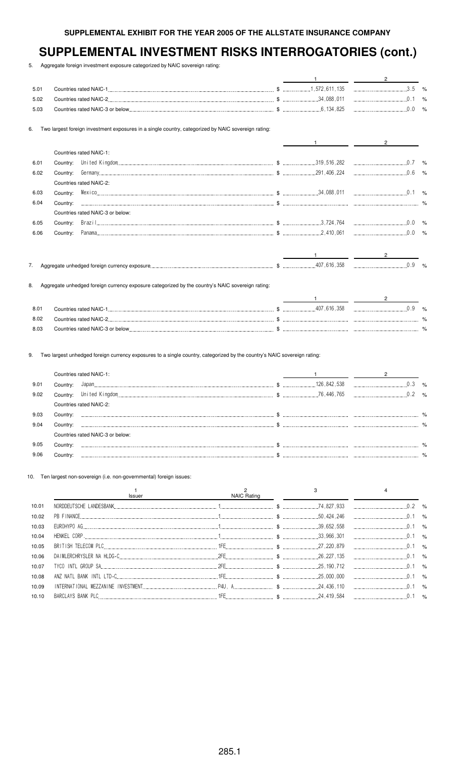**SUPPLEMENTAL EXHIBIT FOR THE YEAR 2005 OF THE ALLSTATE INSURANCE COMPANY**

# SUPPLEMENTAL INVESTMENT RISKS INTERROGATORIES (cont.)

5. Aggregate foreign investment exposure categorized by NAIC sovereign rating:

| | | 1 | 2 |
|---|---|---|---|
| 5.01 | Countries rated NAIC-1 | $ 1,572,611,135 | 3.5 % |
| 5.02 | Countries rated NAIC-2 | $ 34,088,011 | 0.1 % |
| 5.03 | Countries rated NAIC-3 or below | $ 6,134,825 | 0.0 % |

6. Two largest foreign investment exposures in a single country, categorized by NAIC sovereign rating:

| | | 1 | 2 |
|---|---|---|---|
| | Countries rated NAIC-1: | | |
| 6.01 | Country: United Kingdom | $ 319,516,282 | 0.7 % |
| 6.02 | Country: Germany | $ 291,406,224 | 0.6 % |
| | Countries rated NAIC-2: | | |
| 6.03 | Country: Mexico | $ 34,088,011 | 0.1 % |
| 6.04 | Country: | $ | % |
| | Countries rated NAIC-3 or below: | | |
| 6.05 | Country: Brazil | $ 3,724,764 | 0.0 % |
| 6.06 | Country: Panama | $ 2,410,061 | 0.0 % |

| | | 1 | 2 |
|---|---|---|---|
| 7. | Aggregate unhedged foreign currency exposure | $ 407,616,358 | 0.9 % |

8. Aggregate unhedged foreign currency exposure categorized by the country's NAIC sovereign rating:

| | | 1 | 2 |
|---|---|---|---|
| 8.01 | Countries rated NAIC-1 | $ 407,616,358 | 0.9 % |
| 8.02 | Countries rated NAIC-2 | $ | % |
| 8.03 | Countries rated NAIC-3 or below | $ | % |

9. Two largest unhedged foreign currency exposures to a single country, categorized by the country's NAIC sovereign rating:

| | | 1 | 2 |
|---|---|---|---|
| | Countries rated NAIC-1: | | |
| 9.01 | Country: Japan | $ 126,842,538 | 0.3 % |
| 9.02 | Country: United Kingdom | $ 76,446,765 | 0.2 % |
| | Countries rated NAIC-2: | | |
| 9.03 | Country: | $ | % |
| 9.04 | Country: | $ | % |
| | Countries rated NAIC-3 or below: | | |
| 9.05 | Country: | $ | % |
| 9.06 | Country: | $ | % |

10. Ten largest non-sovereign (i.e. non-governmental) foreign issues:

| | 1<br>Issuer | 2<br>NAIC Rating | 3 | 4 |
|---|---|---|---|---|
| 10.01 | NORDDEUTSCHE LANDESBANK | 1 | $ 74,827,933 | 0.2 % |
| 10.02 | PB FINANCE | 1 | $ 50,424,246 | 0.1 % |
| 10.03 | EUROHYPO AG | 1 | $ 39,652,558 | 0.1 % |
| 10.04 | HENKEL CORP | 1 | $ 33,966,301 | 0.1 % |
| 10.05 | BRITISH TELECOM PLC | 1FE | $ 27,220,879 | 0.1 % |
| 10.06 | DAIMLERCHRYSLER NA HLDG-C | 2FE | $ 26,227,135 | 0.1 % |
| 10.07 | TYCO INTL GROUP SA | 2FE | $ 25,190,712 | 0.1 % |
| 10.08 | ANZ NATL BANK INTL LTD-C | 1FE | $ 25,000,000 | 0.1 % |
| 10.09 | INTERNATIONAL MEZZANINE INVESTMENT | P4U, A | $ 24,436,110 | 0.1 % |
| 10.10 | BARCLAYS BANK PLC | 1FE | $ 24,419,584 | 0.1 % |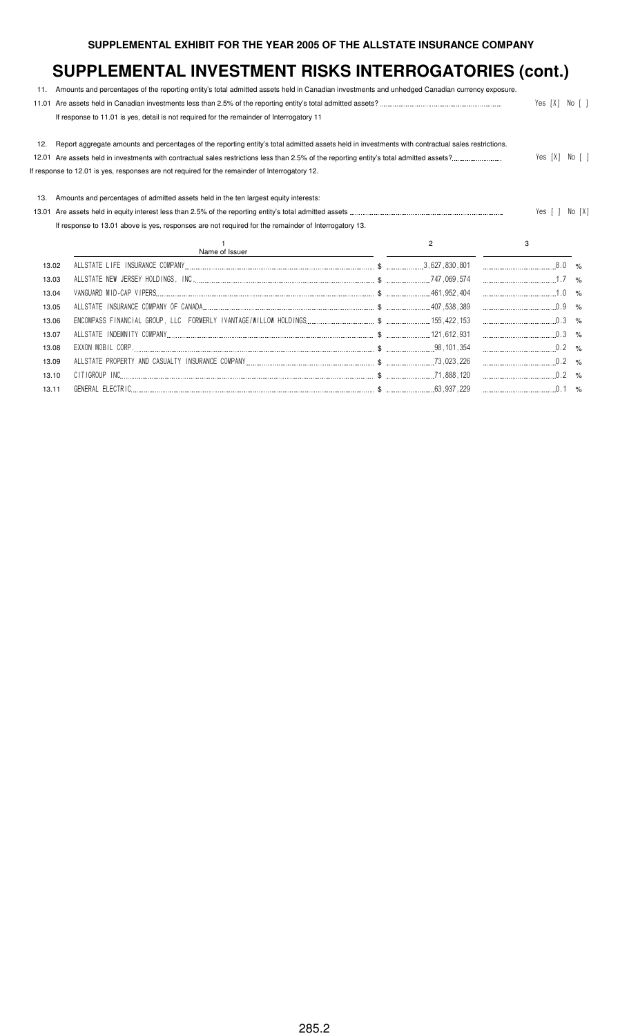# SUPPLEMENTAL EXHIBIT FOR THE YEAR 2005 OF THE ALLSTATE INSURANCE COMPANY

## SUPPLEMENTAL INVESTMENT RISKS INTERROGATORIES (cont.)

11. Amounts and percentages of the reporting entity's total admitted assets held in Canadian investments and unhedged Canadian currency exposure.

11.01 Are assets held in Canadian investments less than 2.5% of the reporting entity's total admitted assets? Yes [X] No [ ]

If response to 11.01 is yes, detail is not required for the remainder of Interrogatory 11

12. Report aggregate amounts and percentages of the reporting entity's total admitted assets held in investments with contractual sales restrictions.

12.01 Are assets held in investments with contractual sales restrictions less than 2.5% of the reporting entity's total admitted assets? Yes [X] No [ ]

If response to 12.01 is yes, responses are not required for the remainder of Interrogatory 12.

13. Amounts and percentages of admitted assets held in the ten largest equity interests:

13.01 Are assets held in equity interest less than 2.5% of the reporting entity's total admitted assets Yes [ ] No [X]

If response to 13.01 above is yes, responses are not required for the remainder of Interrogatory 13.

| | 1<br>Name of Issuer | 2 | 3 |
|---|---|---|---|
| 13.02 | ALLSTATE LIFE INSURANCE COMPANY | $ 3,627,830,801 | 8.0 % |
| 13.03 | ALLSTATE NEW JERSEY HOLDINGS, INC. | $ 747,069,574 | 1.7 % |
| 13.04 | VANGUARD MID-CAP VIPERS | $ 461,952,404 | 1.0 % |
| 13.05 | ALLSTATE INSURANCE COMPANY OF CANADA | $ 407,538,389 | 0.9 % |
| 13.06 | ENCOMPASS FINANCIAL GROUP, LLC FORMERLY IVANTAGE/WILLOW HOLDINGS | $ 155,422,153 | 0.3 % |
| 13.07 | ALLSTATE INDEMNITY COMPANY | $ 121,612,931 | 0.3 % |
| 13.08 | EXXON MOBIL CORP. | $ 98,101,354 | 0.2 % |
| 13.09 | ALLSTATE PROPERTY AND CASUALTY INSURANCE COMPANY | $ 73,023,226 | 0.2 % |
| 13.10 | CITIGROUP INC | $ 71,888,120 | 0.2 % |
| 13.11 | GENERAL ELECTRIC | $ 63,937,229 | 0.1 % |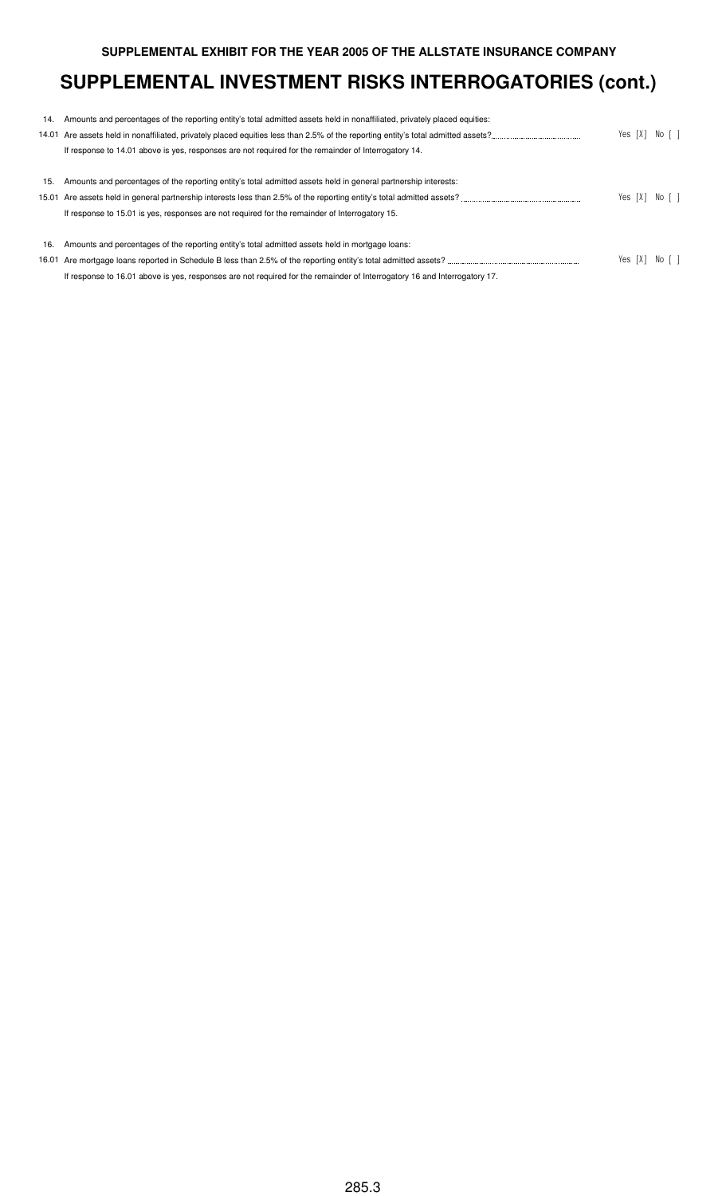**SUPPLEMENTAL EXHIBIT FOR THE YEAR 2005 OF THE ALLSTATE INSURANCE COMPANY**

# SUPPLEMENTAL INVESTMENT RISKS INTERROGATORIES (cont.)

14. Amounts and percentages of the reporting entity's total admitted assets held in nonaffiliated, privately placed equities:

14.01 Are assets held in nonaffiliated, privately placed equities less than 2.5% of the reporting entity's total admitted assets? Yes [X] No [ ]

If response to 14.01 above is yes, responses are not required for the remainder of Interrogatory 14.

15. Amounts and percentages of the reporting entity's total admitted assets held in general partnership interests:

15.01 Are assets held in general partnership interests less than 2.5% of the reporting entity's total admitted assets? Yes [X] No [ ]

If response to 15.01 is yes, responses are not required for the remainder of Interrogatory 15.

16. Amounts and percentages of the reporting entity's total admitted assets held in mortgage loans:

16.01 Are mortgage loans reported in Schedule B less than 2.5% of the reporting entity's total admitted assets? Yes [X] No [ ]

If response to 16.01 above is yes, responses are not required for the remainder of Interrogatory 16 and Interrogatory 17.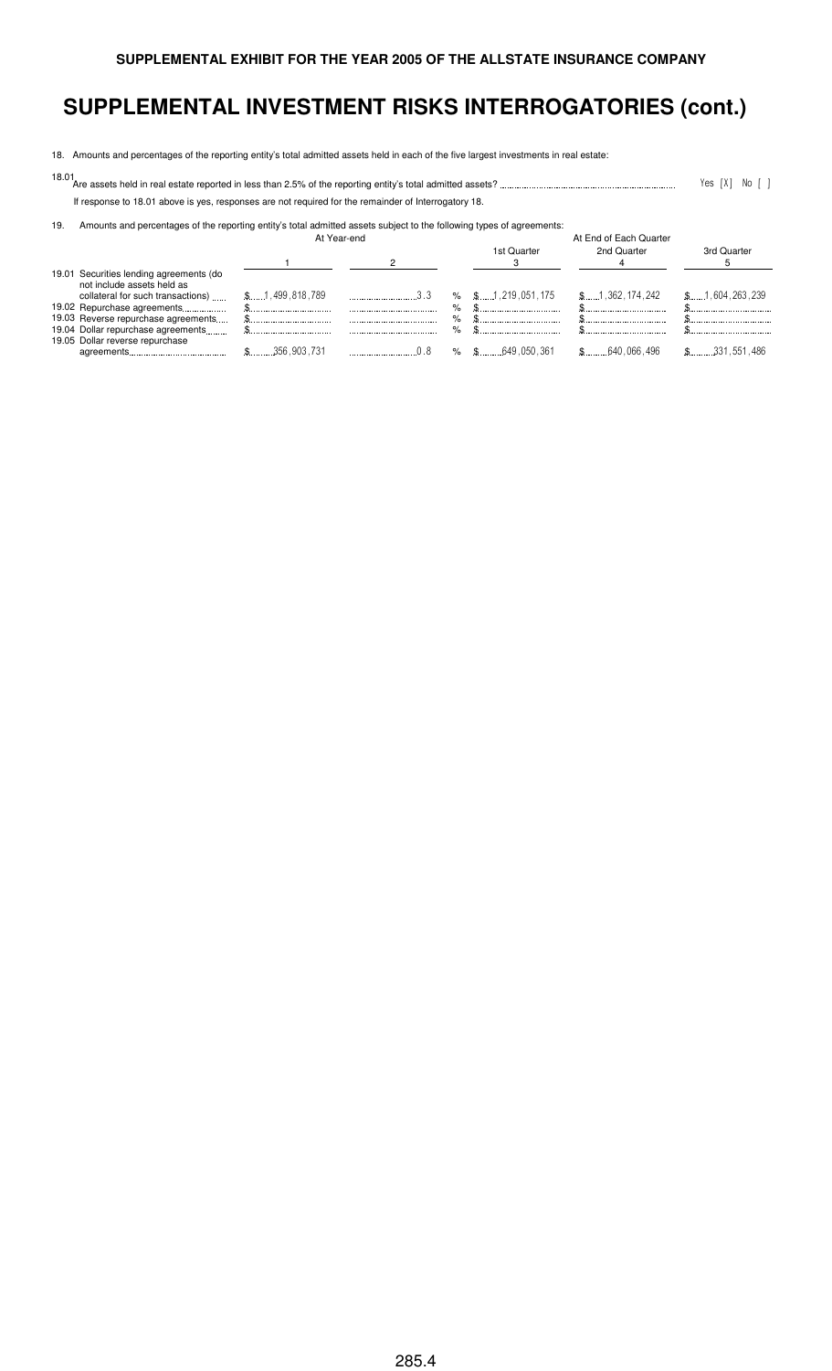# SUPPLEMENTAL INVESTMENT RISKS INTERROGATORIES (cont.)

18. Amounts and percentages of the reporting entity's total admitted assets held in each of the five largest investments in real estate:

18.01 Are assets held in real estate reported in less than 2.5% of the reporting entity's total admitted assets? Yes [X] No [ ]

If response to 18.01 above is yes, responses are not required for the remainder of Interrogatory 18.

19. Amounts and percentages of the reporting entity's total admitted assets subject to the following types of agreements:

| | At Year-end | | | At End of Each Quarter | | |
|---|---|---|---|---|---|---|
| | | | | 1st Quarter | 2nd Quarter | 3rd Quarter |
| | 1 | 2 | | 3 | 4 | 5 |
| 19.01 Securities lending agreements (do not include assets held as collateral for such transactions) | $ 1,499,818,789 | 3.3 | % | $ 1,219,051,175 | $ 1,362,174,242 | $ 1,604,263,239 |
| 19.02 Repurchase agreements | $ | | % | $ | $ | $ |
| 19.03 Reverse repurchase agreements | $ | | % | $ | $ | $ |
| 19.04 Dollar repurchase agreements | $ | | % | $ | $ | $ |
| 19.05 Dollar reverse repurchase agreements | $ 356,903,731 | 0.8 | % | $ 649,050,361 | $ 640,066,496 | $ 331,551,486 |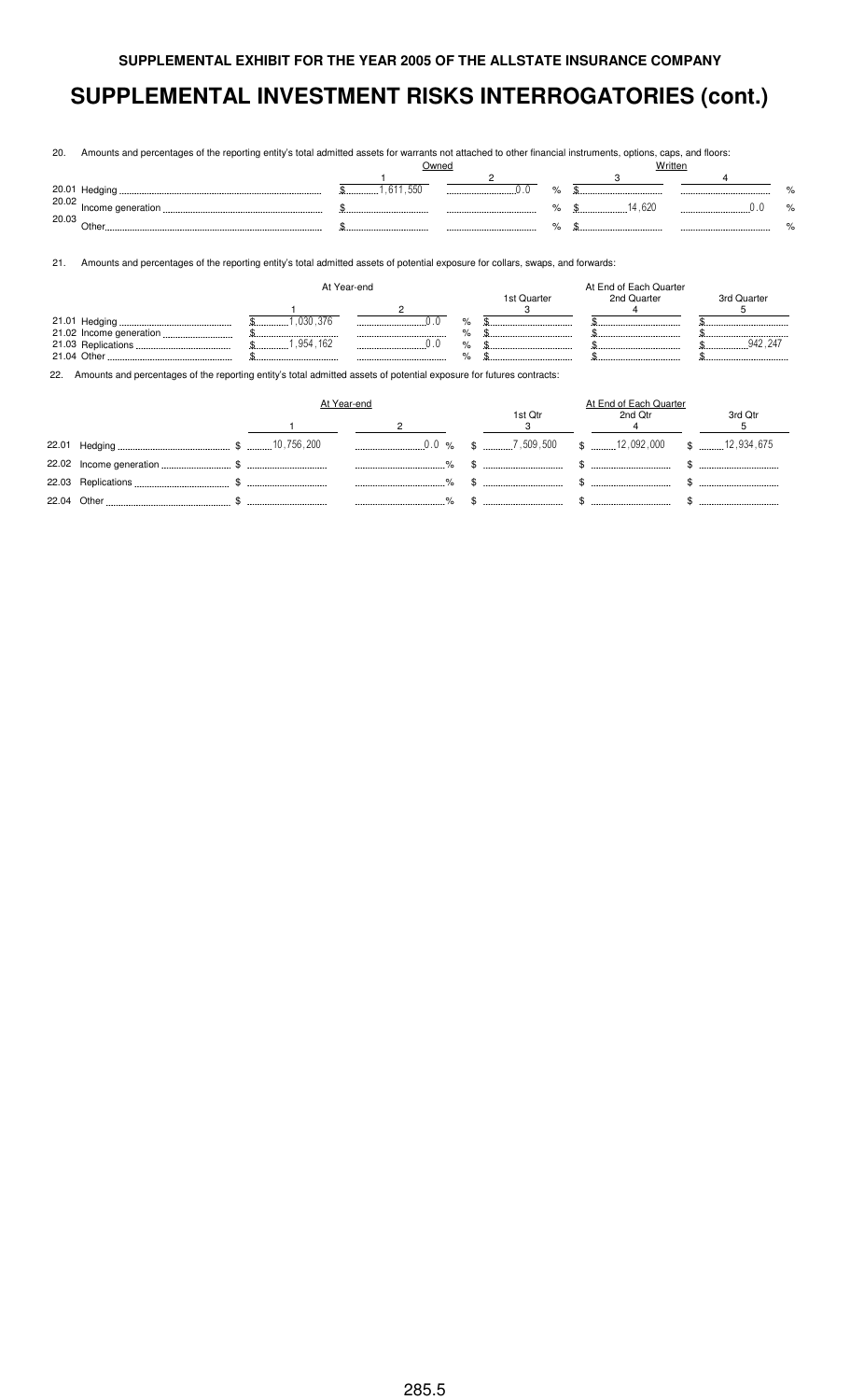SUPPLEMENTAL EXHIBIT FOR THE YEAR 2005 OF THE ALLSTATE INSURANCE COMPANY

# SUPPLEMENTAL INVESTMENT RISKS INTERROGATORIES (cont.)

20. Amounts and percentages of the reporting entity's total admitted assets for warrants not attached to other financial instruments, options, caps, and floors:

| | Owned 1 | Owned 2 | Written 3 | Written 4 |
|---|---|---|---|---|
| 20.01 Hedging | $ 1,611,550 | 0.0 % | $ | % |
| 20.02 Income generation | $ | % | $ 14,620 | 0.0 % |
| 20.03 Other | $ | % | $ | % |

21. Amounts and percentages of the reporting entity's total admitted assets of potential exposure for collars, swaps, and forwards:

| | At Year-end 1 | At Year-end 2 | At End of Each Quarter: 1st Quarter 3 | 2nd Quarter 4 | 3rd Quarter 5 |
|---|---|---|---|---|---|
| 21.01 Hedging | $ 1,030,376 | 0.0 % | $ | $ | $ |
| 21.02 Income generation | $ | % | $ | $ | $ |
| 21.03 Replications | $ 1,954,162 | 0.0 % | $ | $ | $ 942,247 |
| 21.04 Other | $ | % | $ | $ | $ |

22. Amounts and percentages of the reporting entity's total admitted assets of potential exposure for futures contracts:

| | At Year-end 1 | At Year-end 2 | At End of Each Quarter: 1st Qtr 3 | 2nd Qtr 4 | 3rd Qtr 5 |
|---|---|---|---|---|---|
| 22.01 Hedging | $ 10,756,200 | 0.0 % | $ 7,509,500 | $ 12,092,000 | $ 12,934,675 |
| 22.02 Income generation | $ | % | $ | $ | $ |
| 22.03 Replications | $ | % | $ | $ | $ |
| 22.04 Other | $ | % | $ | $ | $ |